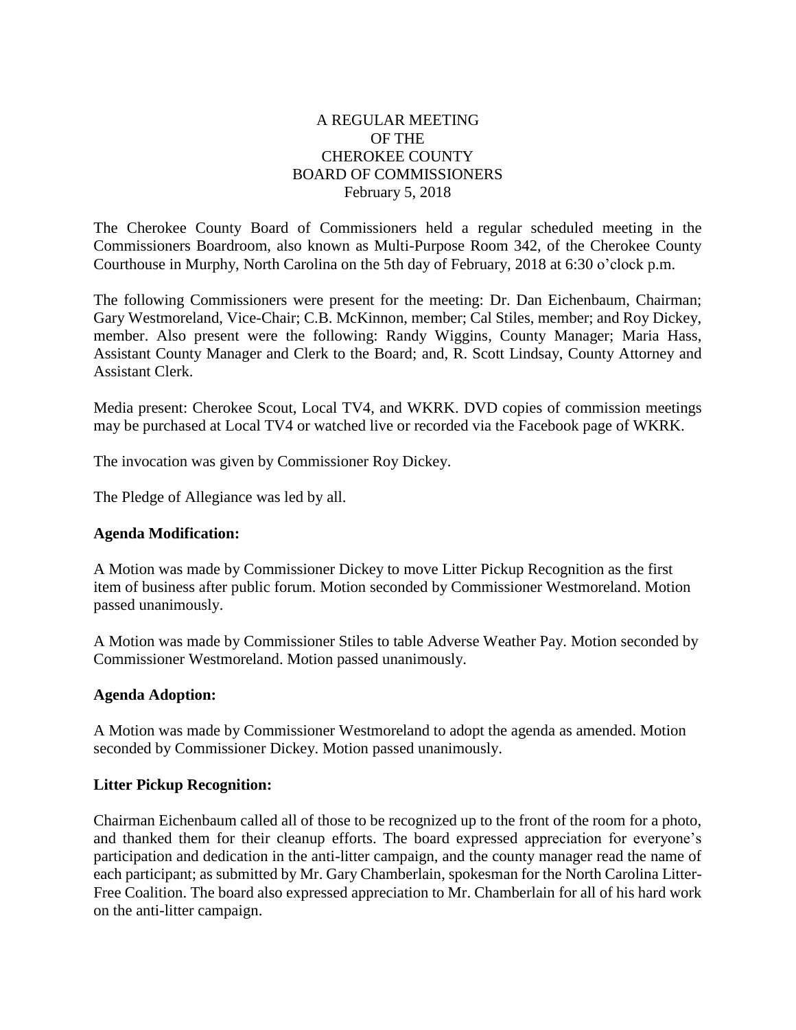# A REGULAR MEETING
# OF THE
# CHEROKEE COUNTY
# BOARD OF COMMISSIONERS
February 5, 2018

The Cherokee County Board of Commissioners held a regular scheduled meeting in the Commissioners Boardroom, also known as Multi-Purpose Room 342, of the Cherokee County Courthouse in Murphy, North Carolina on the 5th day of February, 2018 at 6:30 o'clock p.m.

The following Commissioners were present for the meeting: Dr. Dan Eichenbaum, Chairman; Gary Westmoreland, Vice-Chair; C.B. McKinnon, member; Cal Stiles, member; and Roy Dickey, member. Also present were the following: Randy Wiggins, County Manager; Maria Hass, Assistant County Manager and Clerk to the Board; and, R. Scott Lindsay, County Attorney and Assistant Clerk.

Media present: Cherokee Scout, Local TV4, and WKRK. DVD copies of commission meetings may be purchased at Local TV4 or watched live or recorded via the Facebook page of WKRK.

The invocation was given by Commissioner Roy Dickey.

The Pledge of Allegiance was led by all.

**Agenda Modification:**

A Motion was made by Commissioner Dickey to move Litter Pickup Recognition as the first item of business after public forum. Motion seconded by Commissioner Westmoreland. Motion passed unanimously.

A Motion was made by Commissioner Stiles to table Adverse Weather Pay. Motion seconded by Commissioner Westmoreland. Motion passed unanimously.

**Agenda Adoption:**

A Motion was made by Commissioner Westmoreland to adopt the agenda as amended. Motion seconded by Commissioner Dickey. Motion passed unanimously.

**Litter Pickup Recognition:**

Chairman Eichenbaum called all of those to be recognized up to the front of the room for a photo, and thanked them for their cleanup efforts. The board expressed appreciation for everyone's participation and dedication in the anti-litter campaign, and the county manager read the name of each participant; as submitted by Mr. Gary Chamberlain, spokesman for the North Carolina Litter-Free Coalition. The board also expressed appreciation to Mr. Chamberlain for all of his hard work on the anti-litter campaign.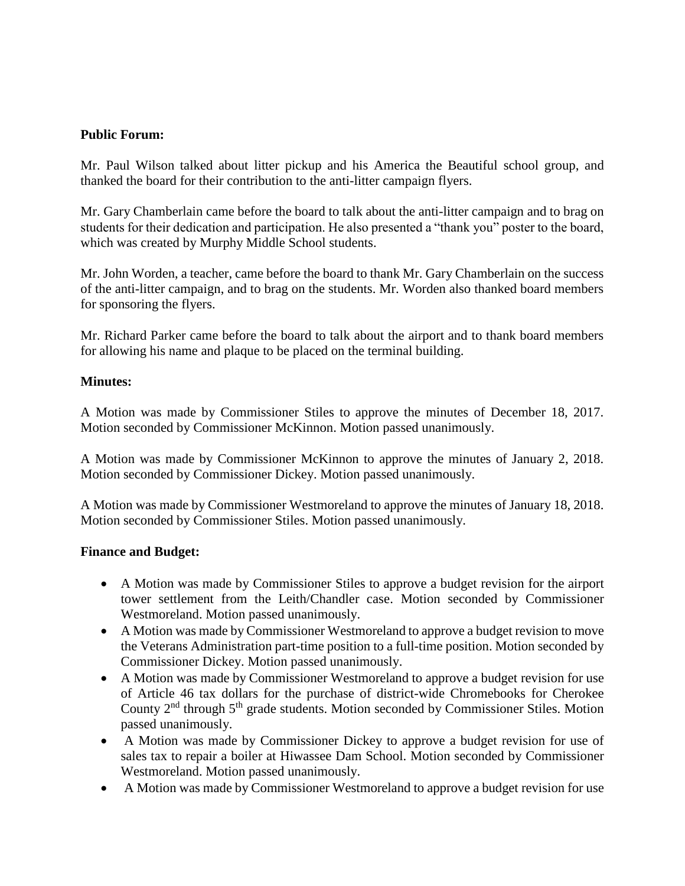**Public Forum:**

Mr. Paul Wilson talked about litter pickup and his America the Beautiful school group, and thanked the board for their contribution to the anti-litter campaign flyers.

Mr. Gary Chamberlain came before the board to talk about the anti-litter campaign and to brag on students for their dedication and participation. He also presented a "thank you" poster to the board, which was created by Murphy Middle School students.

Mr. John Worden, a teacher, came before the board to thank Mr. Gary Chamberlain on the success of the anti-litter campaign, and to brag on the students. Mr. Worden also thanked board members for sponsoring the flyers.

Mr. Richard Parker came before the board to talk about the airport and to thank board members for allowing his name and plaque to be placed on the terminal building.

**Minutes:**

A Motion was made by Commissioner Stiles to approve the minutes of December 18, 2017. Motion seconded by Commissioner McKinnon. Motion passed unanimously.

A Motion was made by Commissioner McKinnon to approve the minutes of January 2, 2018. Motion seconded by Commissioner Dickey. Motion passed unanimously.

A Motion was made by Commissioner Westmoreland to approve the minutes of January 18, 2018. Motion seconded by Commissioner Stiles. Motion passed unanimously.

**Finance and Budget:**

- A Motion was made by Commissioner Stiles to approve a budget revision for the airport tower settlement from the Leith/Chandler case. Motion seconded by Commissioner Westmoreland. Motion passed unanimously.
- A Motion was made by Commissioner Westmoreland to approve a budget revision to move the Veterans Administration part-time position to a full-time position. Motion seconded by Commissioner Dickey. Motion passed unanimously.
- A Motion was made by Commissioner Westmoreland to approve a budget revision for use of Article 46 tax dollars for the purchase of district-wide Chromebooks for Cherokee County 2nd through 5th grade students. Motion seconded by Commissioner Stiles. Motion passed unanimously.
- A Motion was made by Commissioner Dickey to approve a budget revision for use of sales tax to repair a boiler at Hiwassee Dam School. Motion seconded by Commissioner Westmoreland. Motion passed unanimously.
- A Motion was made by Commissioner Westmoreland to approve a budget revision for use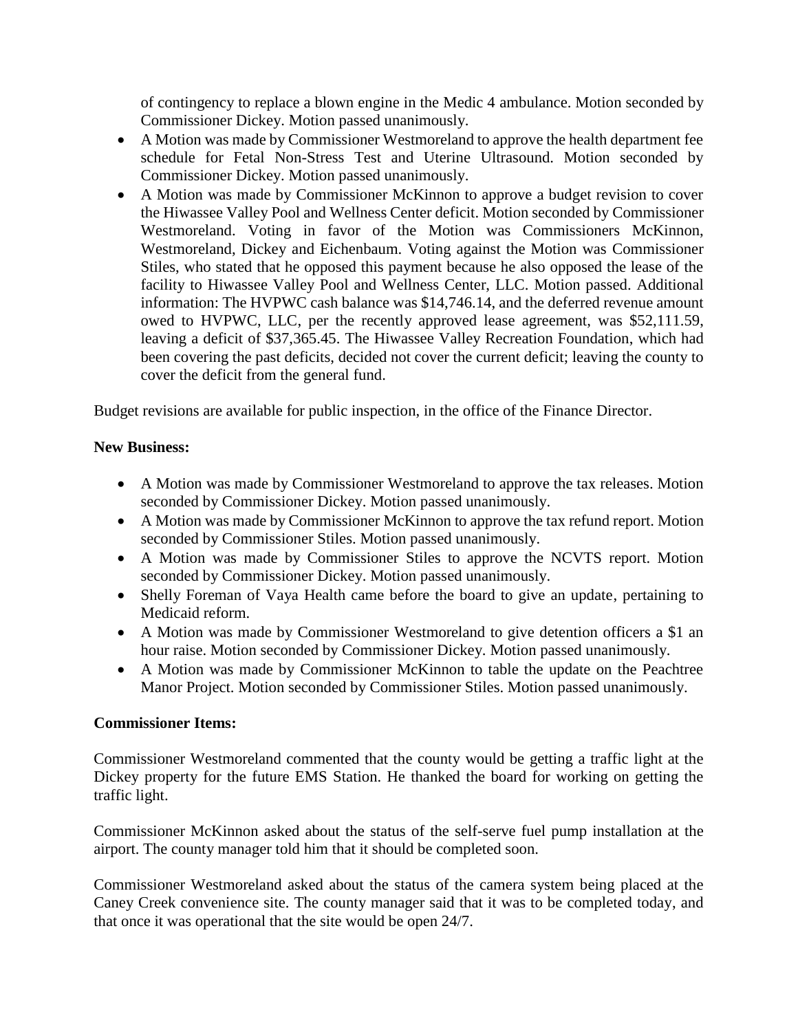of contingency to replace a blown engine in the Medic 4 ambulance. Motion seconded by Commissioner Dickey. Motion passed unanimously.

- A Motion was made by Commissioner Westmoreland to approve the health department fee schedule for Fetal Non-Stress Test and Uterine Ultrasound. Motion seconded by Commissioner Dickey. Motion passed unanimously.
- A Motion was made by Commissioner McKinnon to approve a budget revision to cover the Hiwassee Valley Pool and Wellness Center deficit. Motion seconded by Commissioner Westmoreland. Voting in favor of the Motion was Commissioners McKinnon, Westmoreland, Dickey and Eichenbaum. Voting against the Motion was Commissioner Stiles, who stated that he opposed this payment because he also opposed the lease of the facility to Hiwassee Valley Pool and Wellness Center, LLC. Motion passed. Additional information: The HVPWC cash balance was $14,746.14, and the deferred revenue amount owed to HVPWC, LLC, per the recently approved lease agreement, was $52,111.59, leaving a deficit of $37,365.45. The Hiwassee Valley Recreation Foundation, which had been covering the past deficits, decided not cover the current deficit; leaving the county to cover the deficit from the general fund.

Budget revisions are available for public inspection, in the office of the Finance Director.

**New Business:**

- A Motion was made by Commissioner Westmoreland to approve the tax releases. Motion seconded by Commissioner Dickey. Motion passed unanimously.
- A Motion was made by Commissioner McKinnon to approve the tax refund report. Motion seconded by Commissioner Stiles. Motion passed unanimously.
- A Motion was made by Commissioner Stiles to approve the NCVTS report. Motion seconded by Commissioner Dickey. Motion passed unanimously.
- Shelly Foreman of Vaya Health came before the board to give an update, pertaining to Medicaid reform.
- A Motion was made by Commissioner Westmoreland to give detention officers a $1 an hour raise. Motion seconded by Commissioner Dickey. Motion passed unanimously.
- A Motion was made by Commissioner McKinnon to table the update on the Peachtree Manor Project. Motion seconded by Commissioner Stiles. Motion passed unanimously.

**Commissioner Items:**

Commissioner Westmoreland commented that the county would be getting a traffic light at the Dickey property for the future EMS Station. He thanked the board for working on getting the traffic light.

Commissioner McKinnon asked about the status of the self-serve fuel pump installation at the airport. The county manager told him that it should be completed soon.

Commissioner Westmoreland asked about the status of the camera system being placed at the Caney Creek convenience site. The county manager said that it was to be completed today, and that once it was operational that the site would be open 24/7.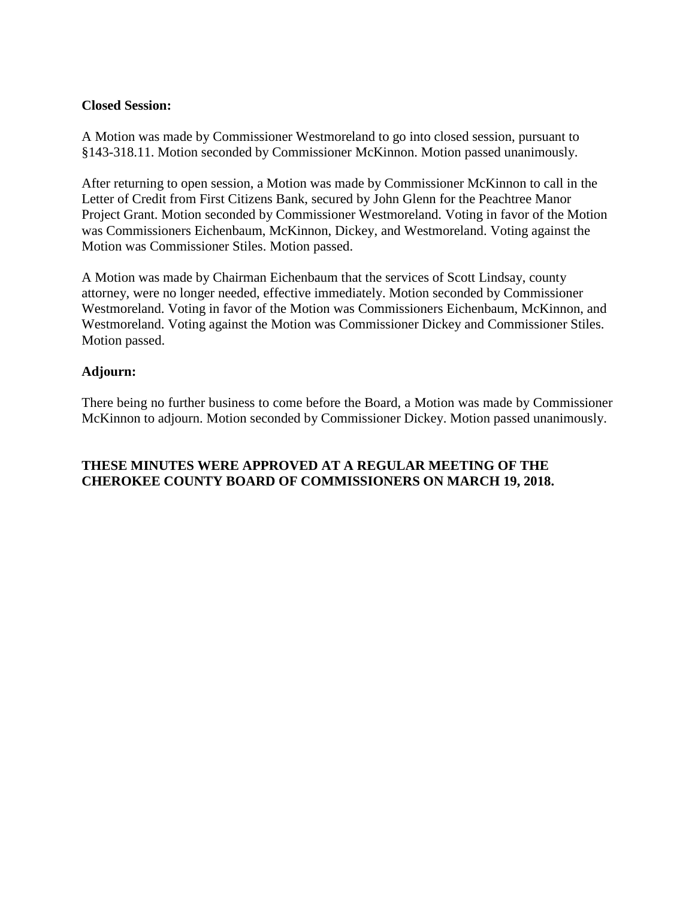**Closed Session:**

A Motion was made by Commissioner Westmoreland to go into closed session, pursuant to §143-318.11. Motion seconded by Commissioner McKinnon. Motion passed unanimously.

After returning to open session, a Motion was made by Commissioner McKinnon to call in the Letter of Credit from First Citizens Bank, secured by John Glenn for the Peachtree Manor Project Grant. Motion seconded by Commissioner Westmoreland. Voting in favor of the Motion was Commissioners Eichenbaum, McKinnon, Dickey, and Westmoreland. Voting against the Motion was Commissioner Stiles. Motion passed.

A Motion was made by Chairman Eichenbaum that the services of Scott Lindsay, county attorney, were no longer needed, effective immediately. Motion seconded by Commissioner Westmoreland. Voting in favor of the Motion was Commissioners Eichenbaum, McKinnon, and Westmoreland. Voting against the Motion was Commissioner Dickey and Commissioner Stiles. Motion passed.

**Adjourn:**

There being no further business to come before the Board, a Motion was made by Commissioner McKinnon to adjourn. Motion seconded by Commissioner Dickey. Motion passed unanimously.

**THESE MINUTES WERE APPROVED AT A REGULAR MEETING OF THE CHEROKEE COUNTY BOARD OF COMMISSIONERS ON MARCH 19, 2018.**